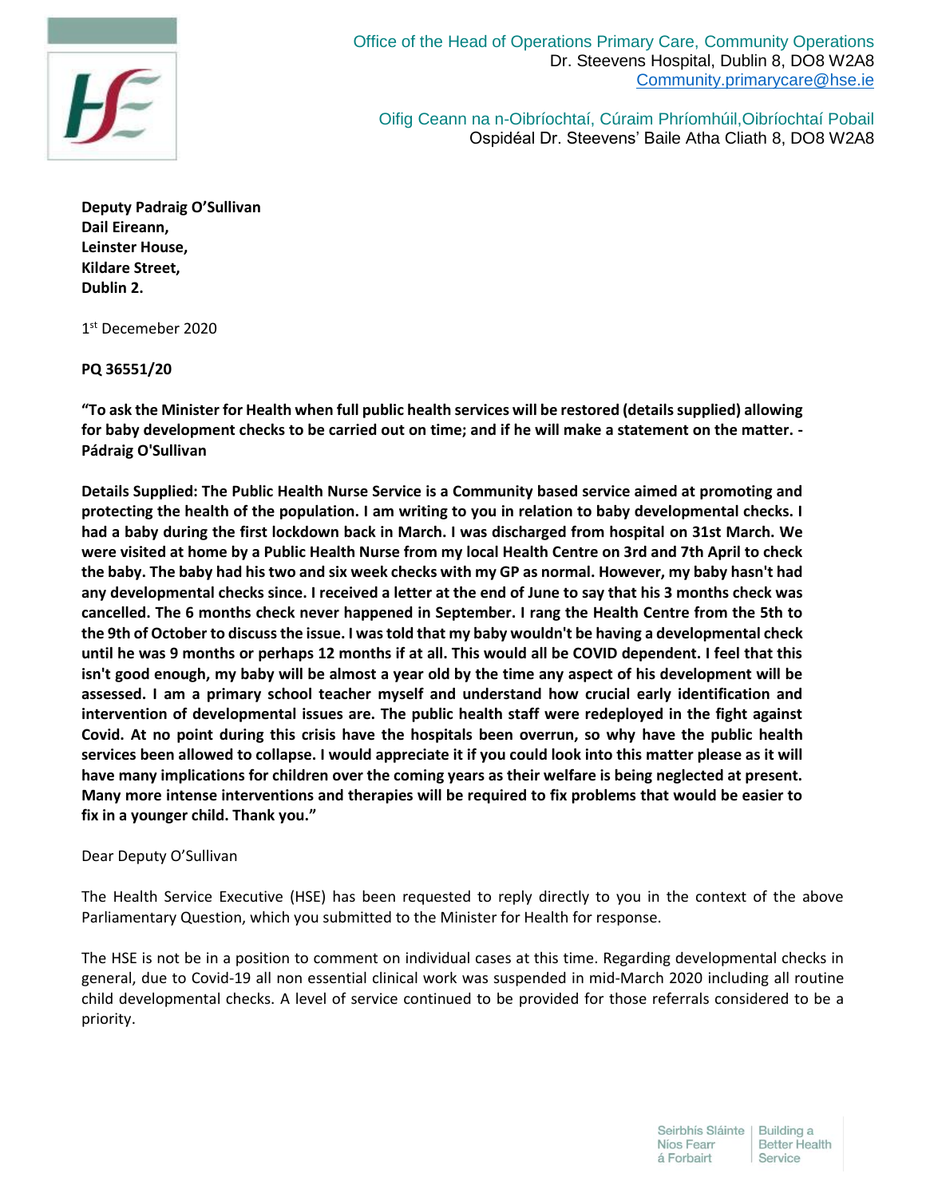Office of the Head of Operations Primary Care, Community Operations
Dr. Steevens Hospital, Dublin 8, DO8 W2A8
Community.primarycare@hse.ie

Oifig Ceann na n-Oibríochtaí, Cúraim Phríomhúil,Oibríochtaí Pobail
Ospidéal Dr. Steevens' Baile Atha Cliath 8, DO8 W2A8

**Deputy Padraig O'Sullivan**
**Dail Eireann,**
**Leinster House,**
**Kildare Street,**
**Dublin 2.**

1st Decemeber 2020

**PQ 36551/20**

**"To ask the Minister for Health when full public health services will be restored (details supplied) allowing for baby development checks to be carried out on time; and if he will make a statement on the matter. - Pádraig O'Sullivan**

**Details Supplied: The Public Health Nurse Service is a Community based service aimed at promoting and protecting the health of the population. I am writing to you in relation to baby developmental checks. I had a baby during the first lockdown back in March. I was discharged from hospital on 31st March. We were visited at home by a Public Health Nurse from my local Health Centre on 3rd and 7th April to check the baby. The baby had his two and six week checks with my GP as normal. However, my baby hasn't had any developmental checks since. I received a letter at the end of June to say that his 3 months check was cancelled. The 6 months check never happened in September. I rang the Health Centre from the 5th to the 9th of October to discuss the issue. I was told that my baby wouldn't be having a developmental check until he was 9 months or perhaps 12 months if at all. This would all be COVID dependent. I feel that this isn't good enough, my baby will be almost a year old by the time any aspect of his development will be assessed. I am a primary school teacher myself and understand how crucial early identification and intervention of developmental issues are. The public health staff were redeployed in the fight against Covid. At no point during this crisis have the hospitals been overrun, so why have the public health services been allowed to collapse. I would appreciate it if you could look into this matter please as it will have many implications for children over the coming years as their welfare is being neglected at present. Many more intense interventions and therapies will be required to fix problems that would be easier to fix in a younger child. Thank you."**

Dear Deputy O'Sullivan

The Health Service Executive (HSE) has been requested to reply directly to you in the context of the above Parliamentary Question, which you submitted to the Minister for Health for response.

The HSE is not be in a position to comment on individual cases at this time. Regarding developmental checks in general, due to Covid-19 all non essential clinical work was suspended in mid-March 2020 including all routine child developmental checks. A level of service continued to be provided for those referrals considered to be a priority.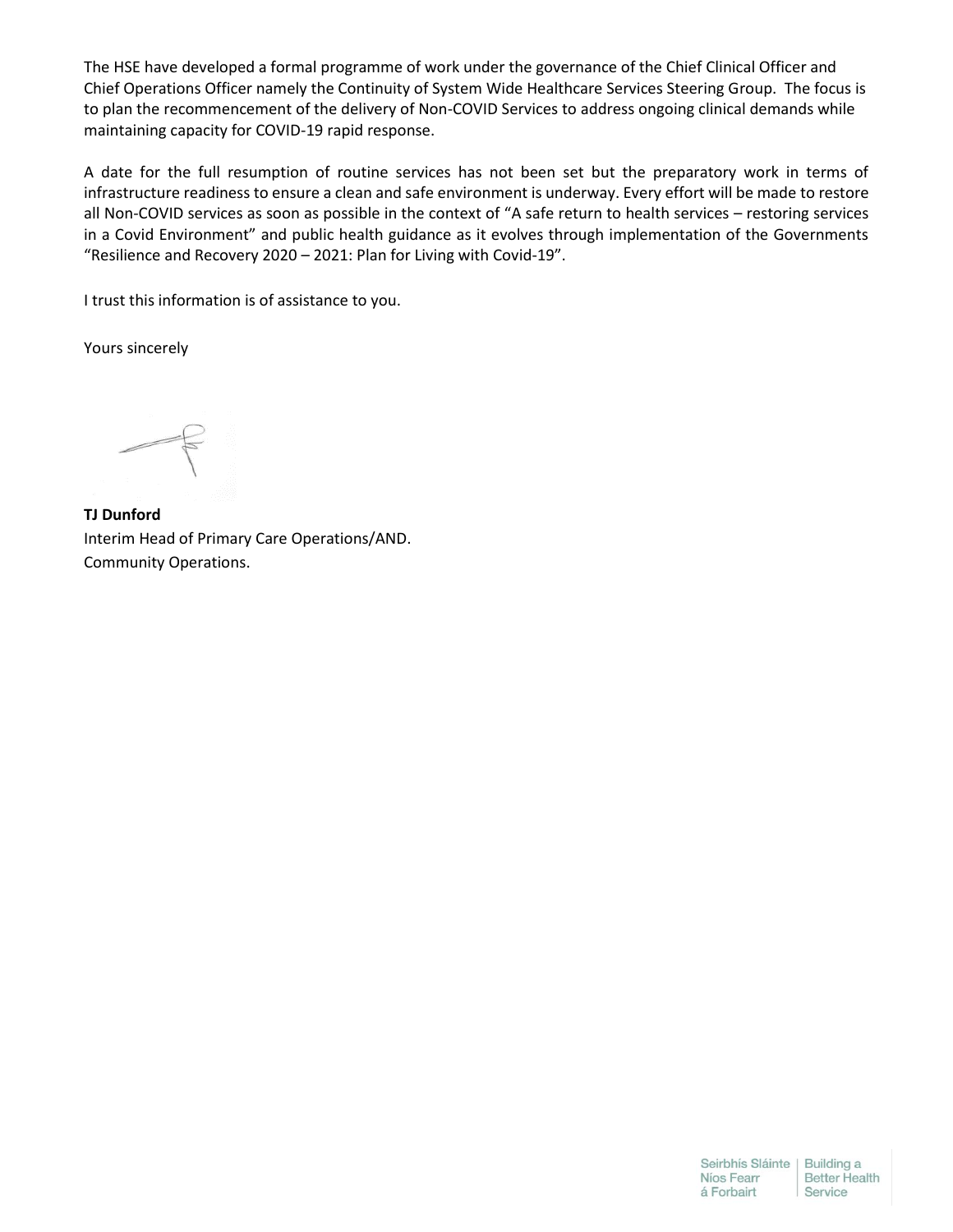The HSE have developed a formal programme of work under the governance of the Chief Clinical Officer and Chief Operations Officer namely the Continuity of System Wide Healthcare Services Steering Group. The focus is to plan the recommencement of the delivery of Non-COVID Services to address ongoing clinical demands while maintaining capacity for COVID-19 rapid response.

A date for the full resumption of routine services has not been set but the preparatory work in terms of infrastructure readiness to ensure a clean and safe environment is underway. Every effort will be made to restore all Non-COVID services as soon as possible in the context of "A safe return to health services – restoring services in a Covid Environment" and public health guidance as it evolves through implementation of the Governments "Resilience and Recovery 2020 – 2021: Plan for Living with Covid-19".

I trust this information is of assistance to you.

Yours sincerely

**TJ Dunford**
Interim Head of Primary Care Operations/AND.
Community Operations.